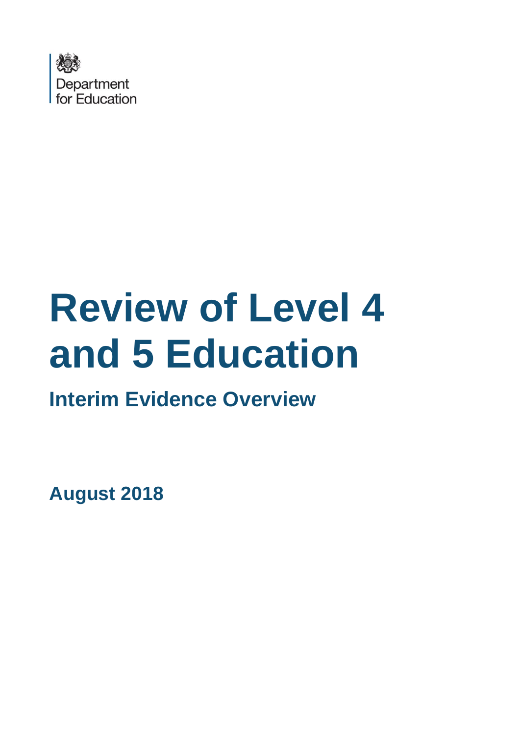Department for Education

# Review of Level 4 and 5 Education

## Interim Evidence Overview

**August 2018**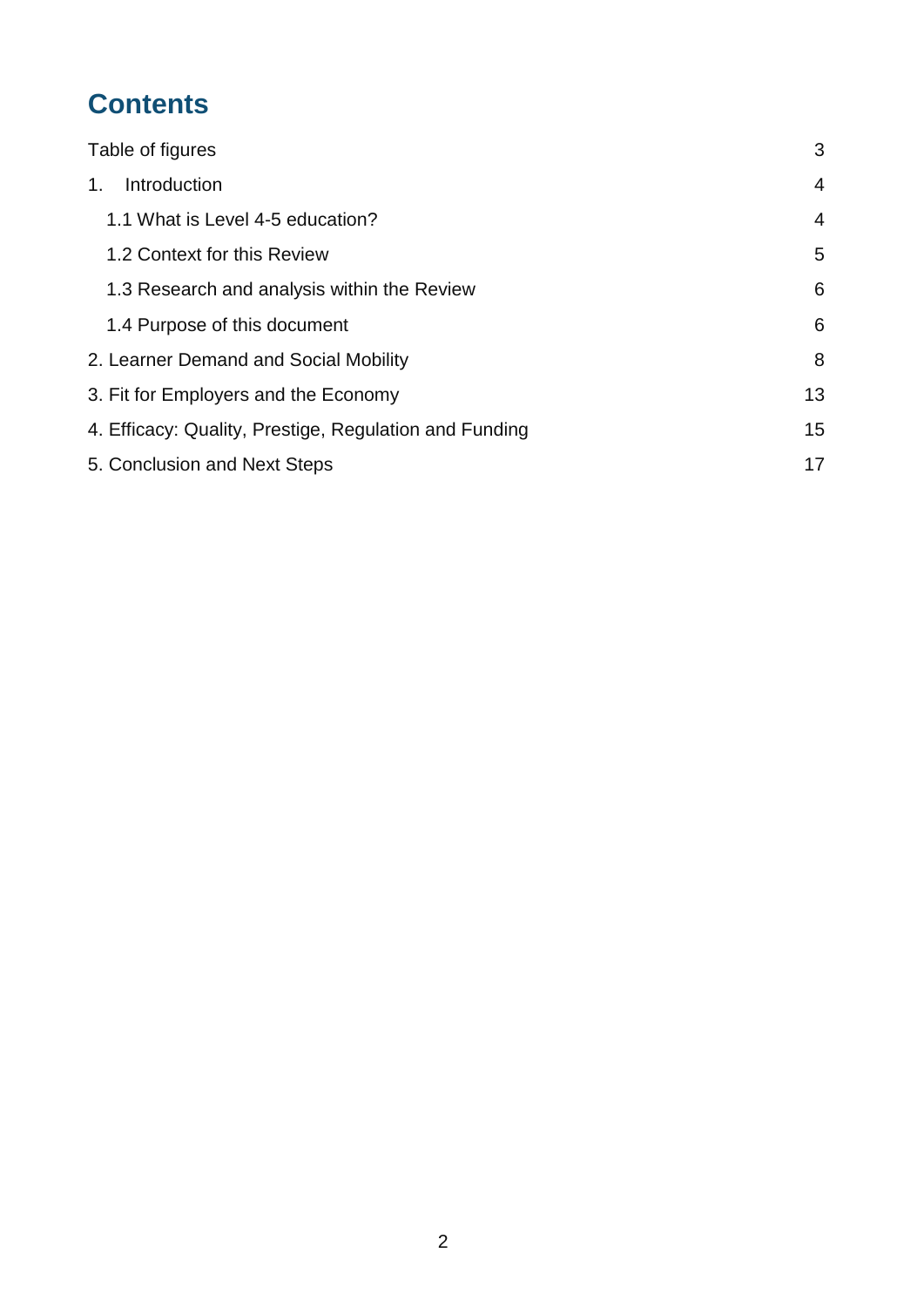# Contents

| | |
|---|---|
| Table of figures | 3 |
| 1. Introduction | 4 |
| 1.1 What is Level 4-5 education? | 4 |
| 1.2 Context for this Review | 5 |
| 1.3 Research and analysis within the Review | 6 |
| 1.4 Purpose of this document | 6 |
| 2. Learner Demand and Social Mobility | 8 |
| 3. Fit for Employers and the Economy | 13 |
| 4. Efficacy: Quality, Prestige, Regulation and Funding | 15 |
| 5. Conclusion and Next Steps | 17 |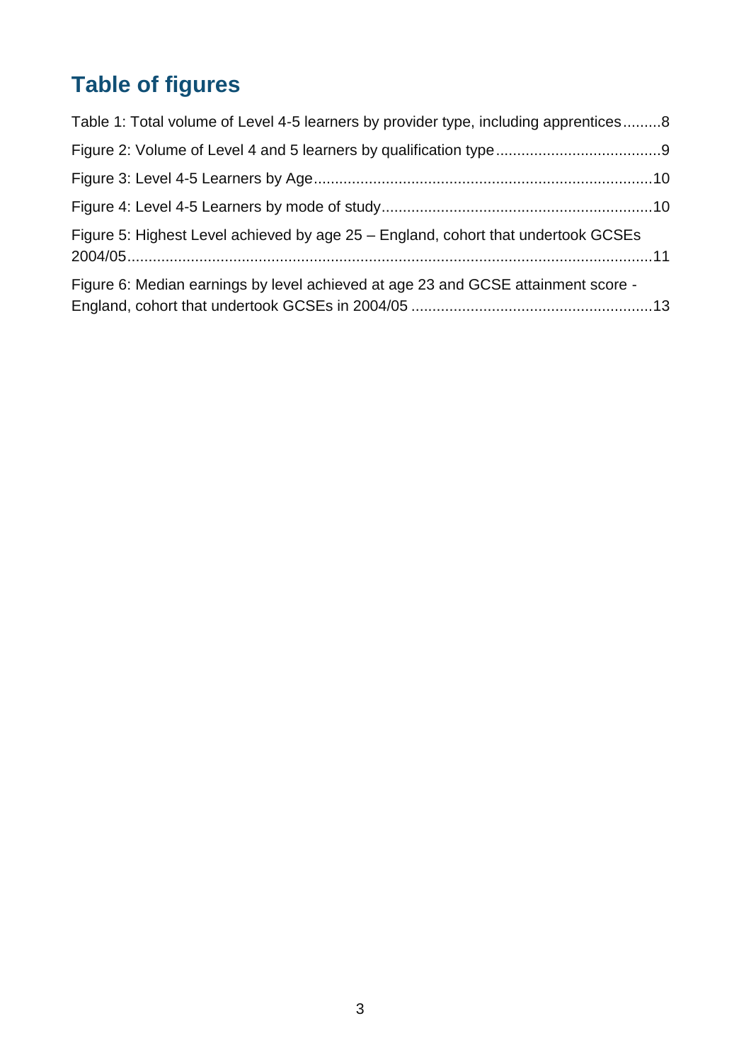# Table of figures

Table 1: Total volume of Level 4-5 learners by provider type, including apprentices.........8

Figure 2: Volume of Level 4 and 5 learners by qualification type......................................9

Figure 3: Level 4-5 Learners by Age...............................................................................10

Figure 4: Level 4-5 Learners by mode of study...............................................................10

Figure 5: Highest Level achieved by age 25 – England, cohort that undertook GCSEs 2004/05...........................................................................................................................11

Figure 6: Median earnings by level achieved at age 23 and GCSE attainment score - England, cohort that undertook GCSEs in 2004/05 ........................................................13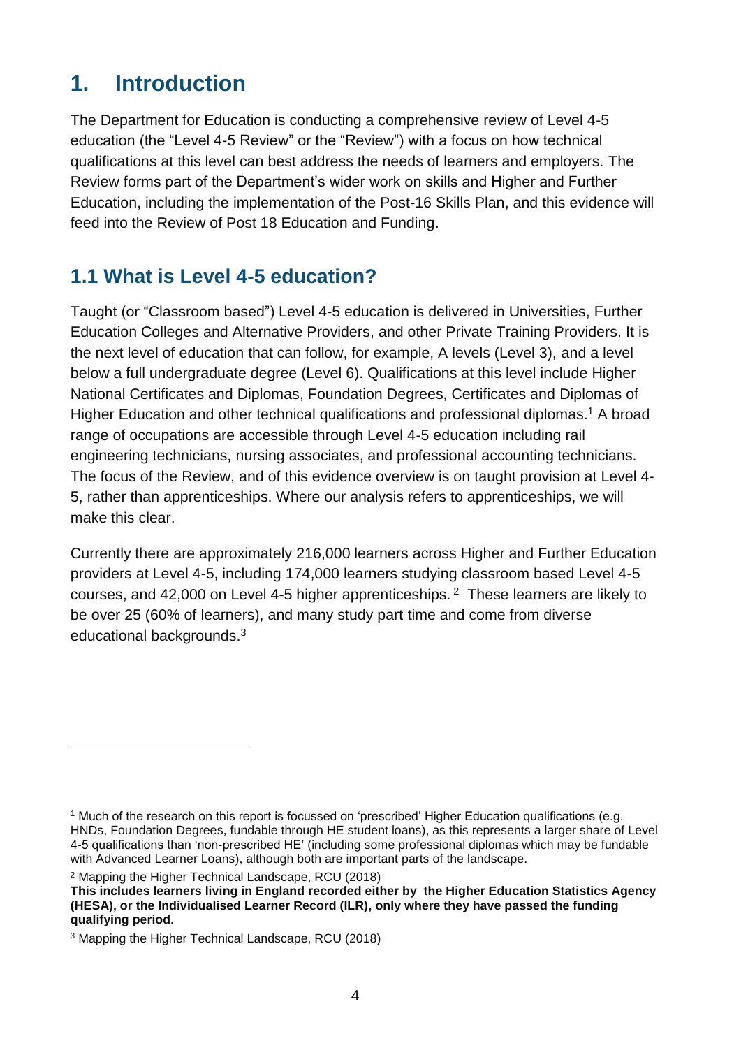# 1. Introduction

The Department for Education is conducting a comprehensive review of Level 4-5 education (the "Level 4-5 Review" or the "Review") with a focus on how technical qualifications at this level can best address the needs of learners and employers. The Review forms part of the Department's wider work on skills and Higher and Further Education, including the implementation of the Post-16 Skills Plan, and this evidence will feed into the Review of Post 18 Education and Funding.

## 1.1 What is Level 4-5 education?

Taught (or "Classroom based") Level 4-5 education is delivered in Universities, Further Education Colleges and Alternative Providers, and other Private Training Providers. It is the next level of education that can follow, for example, A levels (Level 3), and a level below a full undergraduate degree (Level 6). Qualifications at this level include Higher National Certificates and Diplomas, Foundation Degrees, Certificates and Diplomas of Higher Education and other technical qualifications and professional diplomas.[1] A broad range of occupations are accessible through Level 4-5 education including rail engineering technicians, nursing associates, and professional accounting technicians. The focus of the Review, and of this evidence overview is on taught provision at Level 4-5, rather than apprenticeships. Where our analysis refers to apprenticeships, we will make this clear.

Currently there are approximately 216,000 learners across Higher and Further Education providers at Level 4-5, including 174,000 learners studying classroom based Level 4-5 courses, and 42,000 on Level 4-5 higher apprenticeships.[2] These learners are likely to be over 25 (60% of learners), and many study part time and come from diverse educational backgrounds.[3]

---

[1] Much of the research on this report is focussed on 'prescribed' Higher Education qualifications (e.g. HNDs, Foundation Degrees, fundable through HE student loans), as this represents a larger share of Level 4-5 qualifications than 'non-prescribed HE' (including some professional diplomas which may be fundable with Advanced Learner Loans), although both are important parts of the landscape.

[2] Mapping the Higher Technical Landscape, RCU (2018)
**This includes learners living in England recorded either by the Higher Education Statistics Agency (HESA), or the Individualised Learner Record (ILR), only where they have passed the funding qualifying period.**

[3] Mapping the Higher Technical Landscape, RCU (2018)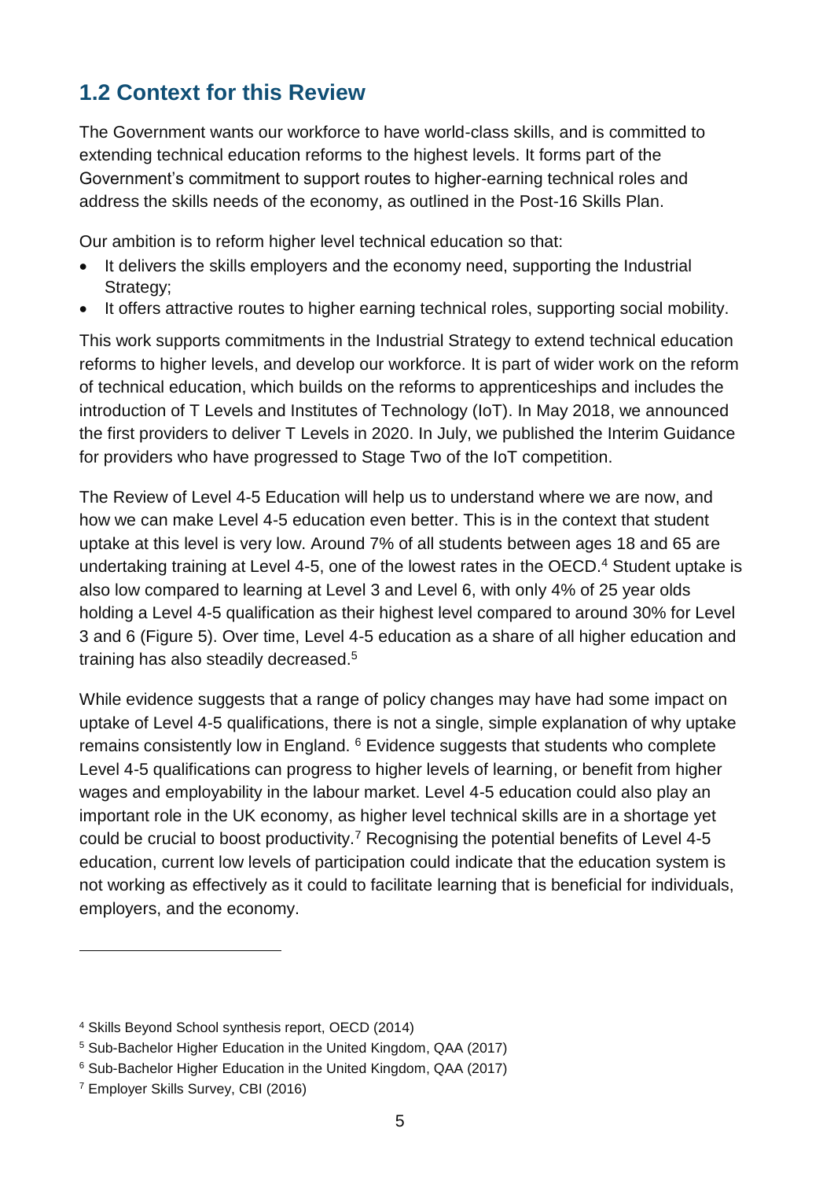## 1.2 Context for this Review

The Government wants our workforce to have world-class skills, and is committed to extending technical education reforms to the highest levels. It forms part of the Government's commitment to support routes to higher-earning technical roles and address the skills needs of the economy, as outlined in the Post-16 Skills Plan.

Our ambition is to reform higher level technical education so that:

- It delivers the skills employers and the economy need, supporting the Industrial Strategy;
- It offers attractive routes to higher earning technical roles, supporting social mobility.

This work supports commitments in the Industrial Strategy to extend technical education reforms to higher levels, and develop our workforce. It is part of wider work on the reform of technical education, which builds on the reforms to apprenticeships and includes the introduction of T Levels and Institutes of Technology (IoT). In May 2018, we announced the first providers to deliver T Levels in 2020. In July, we published the Interim Guidance for providers who have progressed to Stage Two of the IoT competition.

The Review of Level 4-5 Education will help us to understand where we are now, and how we can make Level 4-5 education even better. This is in the context that student uptake at this level is very low. Around 7% of all students between ages 18 and 65 are undertaking training at Level 4-5, one of the lowest rates in the OECD.[4] Student uptake is also low compared to learning at Level 3 and Level 6, with only 4% of 25 year olds holding a Level 4-5 qualification as their highest level compared to around 30% for Level 3 and 6 (Figure 5). Over time, Level 4-5 education as a share of all higher education and training has also steadily decreased.[5]

While evidence suggests that a range of policy changes may have had some impact on uptake of Level 4-5 qualifications, there is not a single, simple explanation of why uptake remains consistently low in England. [6] Evidence suggests that students who complete Level 4-5 qualifications can progress to higher levels of learning, or benefit from higher wages and employability in the labour market. Level 4-5 education could also play an important role in the UK economy, as higher level technical skills are in a shortage yet could be crucial to boost productivity.[7] Recognising the potential benefits of Level 4-5 education, current low levels of participation could indicate that the education system is not working as effectively as it could to facilitate learning that is beneficial for individuals, employers, and the economy.

---

[4] Skills Beyond School synthesis report, OECD (2014)

[5] Sub-Bachelor Higher Education in the United Kingdom, QAA (2017)

[6] Sub-Bachelor Higher Education in the United Kingdom, QAA (2017)

[7] Employer Skills Survey, CBI (2016)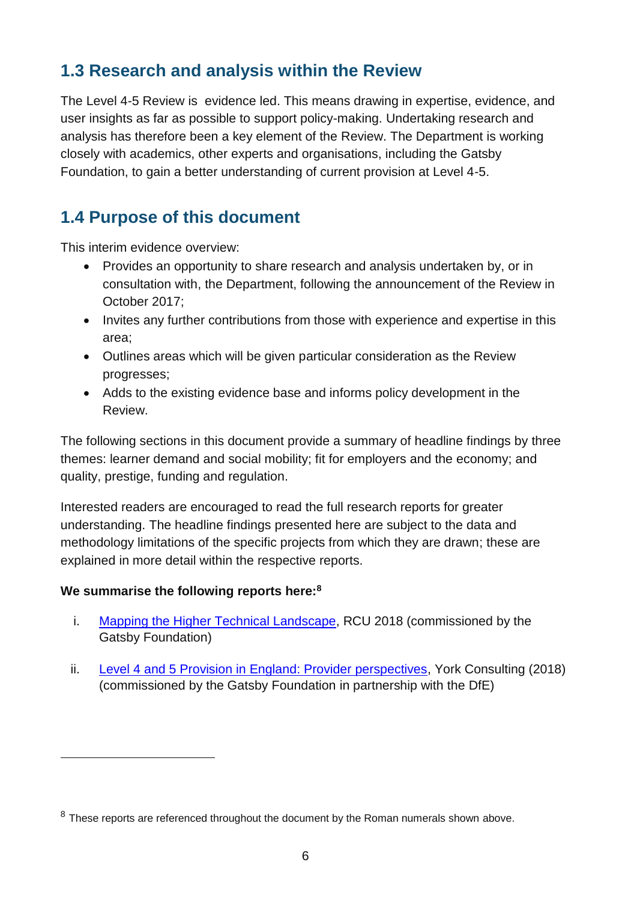## 1.3 Research and analysis within the Review

The Level 4-5 Review is evidence led. This means drawing in expertise, evidence, and user insights as far as possible to support policy-making. Undertaking research and analysis has therefore been a key element of the Review. The Department is working closely with academics, other experts and organisations, including the Gatsby Foundation, to gain a better understanding of current provision at Level 4-5.

## 1.4 Purpose of this document

This interim evidence overview:

- Provides an opportunity to share research and analysis undertaken by, or in consultation with, the Department, following the announcement of the Review in October 2017;
- Invites any further contributions from those with experience and expertise in this area;
- Outlines areas which will be given particular consideration as the Review progresses;
- Adds to the existing evidence base and informs policy development in the Review.

The following sections in this document provide a summary of headline findings by three themes: learner demand and social mobility; fit for employers and the economy; and quality, prestige, funding and regulation.

Interested readers are encouraged to read the full research reports for greater understanding. The headline findings presented here are subject to the data and methodology limitations of the specific projects from which they are drawn; these are explained in more detail within the respective reports.

**We summarise the following reports here:**[8]

i. Mapping the Higher Technical Landscape, RCU 2018 (commissioned by the Gatsby Foundation)

ii. Level 4 and 5 Provision in England: Provider perspectives, York Consulting (2018) (commissioned by the Gatsby Foundation in partnership with the DfE)

---

[8] These reports are referenced throughout the document by the Roman numerals shown above.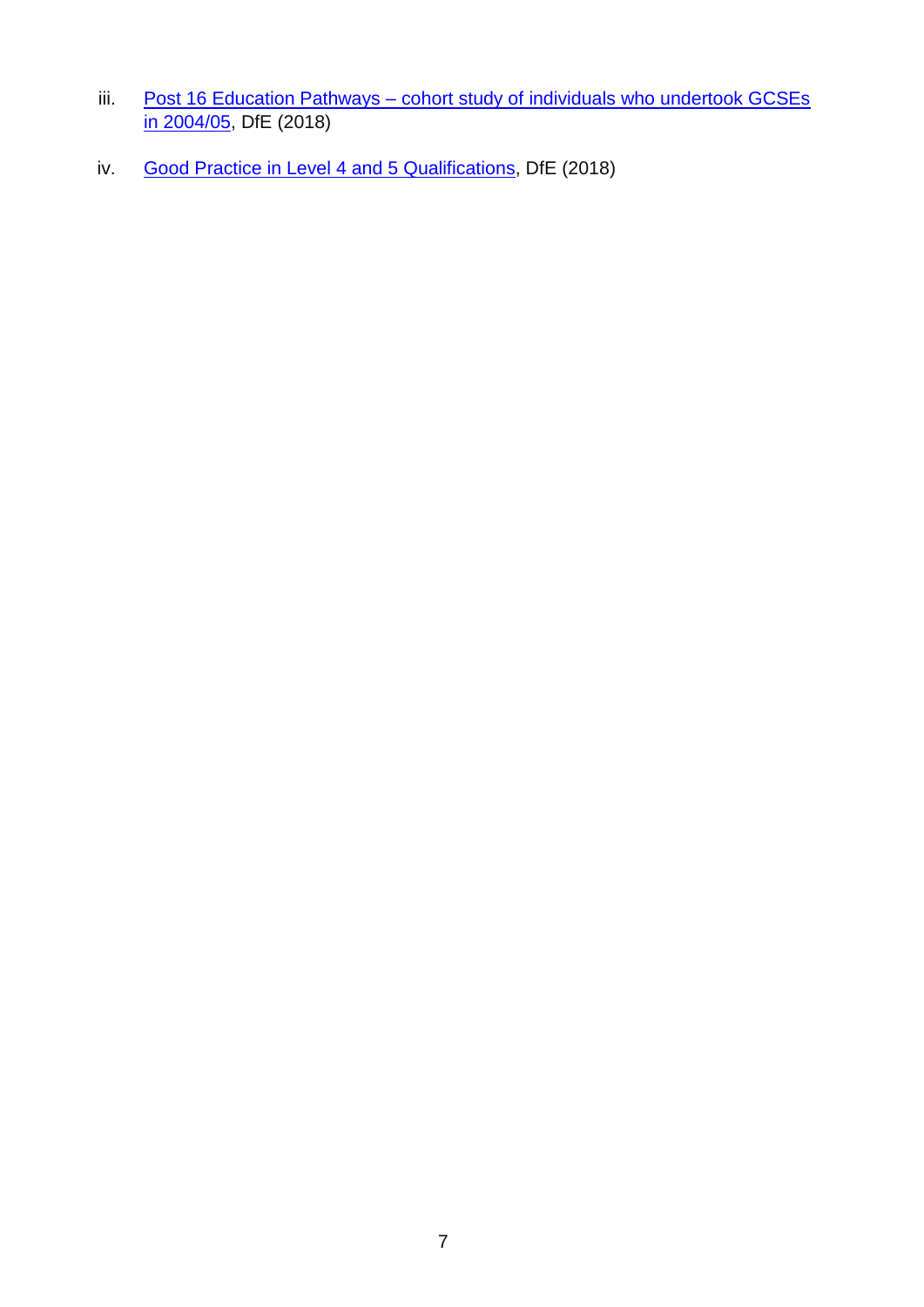iii. Post 16 Education Pathways – cohort study of individuals who undertook GCSEs in 2004/05, DfE (2018)

iv. Good Practice in Level 4 and 5 Qualifications, DfE (2018)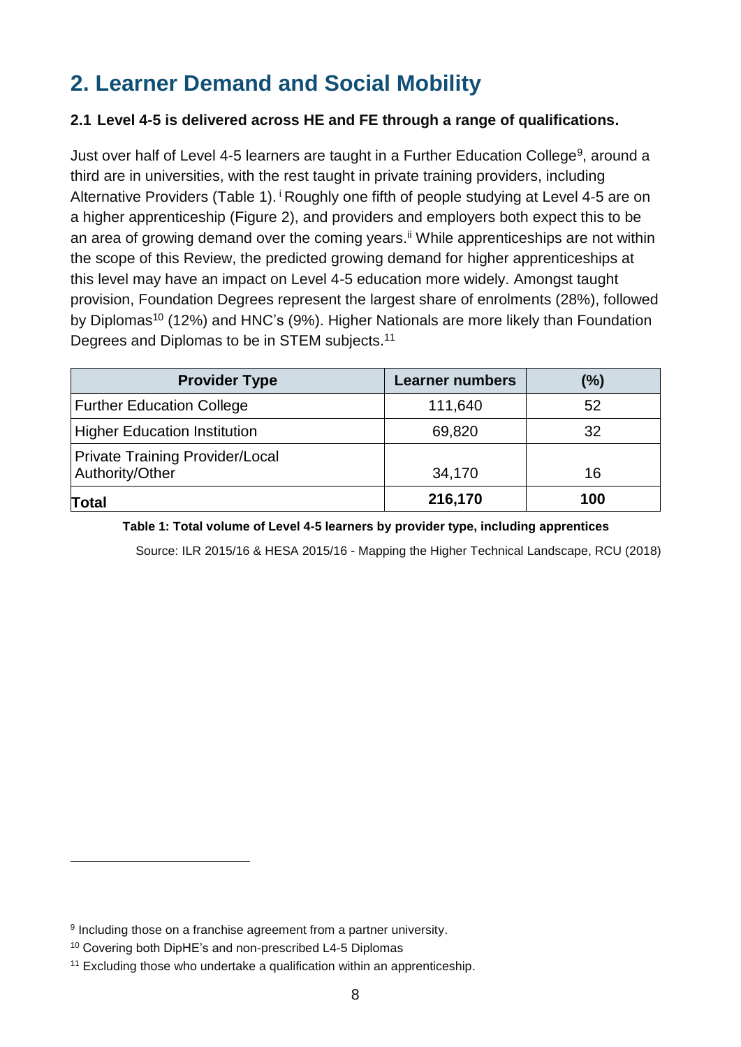# 2. Learner Demand and Social Mobility

### 2.1 Level 4-5 is delivered across HE and FE through a range of qualifications.

Just over half of Level 4-5 learners are taught in a Further Education College[9], around a third are in universities, with the rest taught in private training providers, including Alternative Providers (Table 1).[i] Roughly one fifth of people studying at Level 4-5 are on a higher apprenticeship (Figure 2), and providers and employers both expect this to be an area of growing demand over the coming years.[ii] While apprenticeships are not within the scope of this Review, the predicted growing demand for higher apprenticeships at this level may have an impact on Level 4-5 education more widely. Amongst taught provision, Foundation Degrees represent the largest share of enrolments (28%), followed by Diplomas[10] (12%) and HNC's (9%). Higher Nationals are more likely than Foundation Degrees and Diplomas to be in STEM subjects.[11]

| Provider Type | Learner numbers | (%) |
|---|---|---|
| Further Education College | 111,640 | 52 |
| Higher Education Institution | 69,820 | 32 |
| Private Training Provider/Local Authority/Other | 34,170 | 16 |
| **Total** | **216,170** | **100** |

**Table 1: Total volume of Level 4-5 learners by provider type, including apprentices**

Source: ILR 2015/16 & HESA 2015/16 - Mapping the Higher Technical Landscape, RCU (2018)

---

[9] Including those on a franchise agreement from a partner university.

[10] Covering both DipHE's and non-prescribed L4-5 Diplomas

[11] Excluding those who undertake a qualification within an apprenticeship.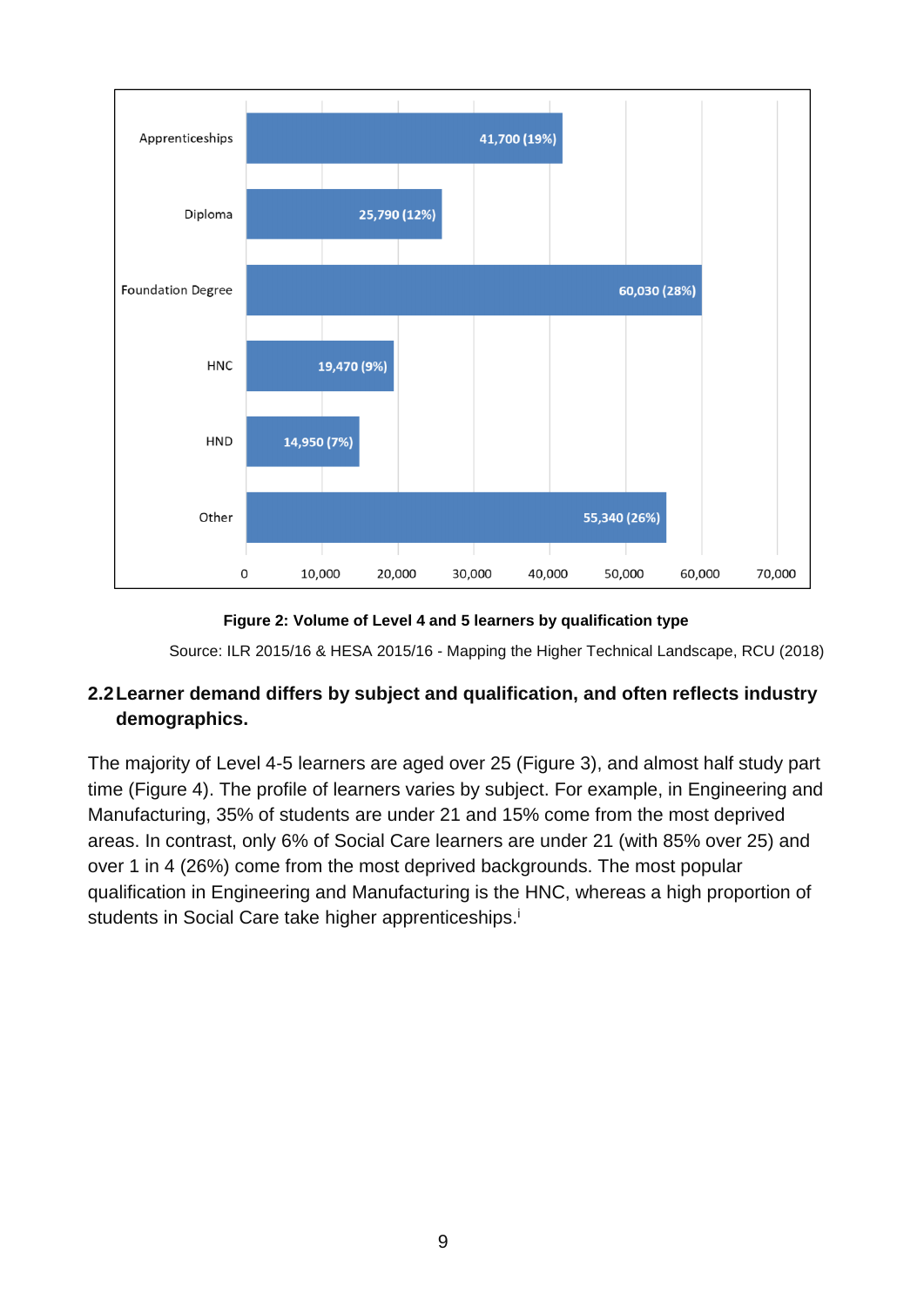| Qualification type | Volume of learners |
|---|---|
| Apprenticeships | 41,700 (19%) |
| Diploma | 25,790 (12%) |
| Foundation Degree | 60,030 (28%) |
| HNC | 19,470 (9%) |
| HND | 14,950 (7%) |
| Other | 55,340 (26%) |

**Figure 2: Volume of Level 4 and 5 learners by qualification type**

Source: ILR 2015/16 & HESA 2015/16 - Mapping the Higher Technical Landscape, RCU (2018)

### 2.2 Learner demand differs by subject and qualification, and often reflects industry demographics.

The majority of Level 4-5 learners are aged over 25 (Figure 3), and almost half study part time (Figure 4). The profile of learners varies by subject. For example, in Engineering and Manufacturing, 35% of students are under 21 and 15% come from the most deprived areas. In contrast, only 6% of Social Care learners are under 21 (with 85% over 25) and over 1 in 4 (26%) come from the most deprived backgrounds. The most popular qualification in Engineering and Manufacturing is the HNC, whereas a high proportion of students in Social Care take higher apprenticeships.[i]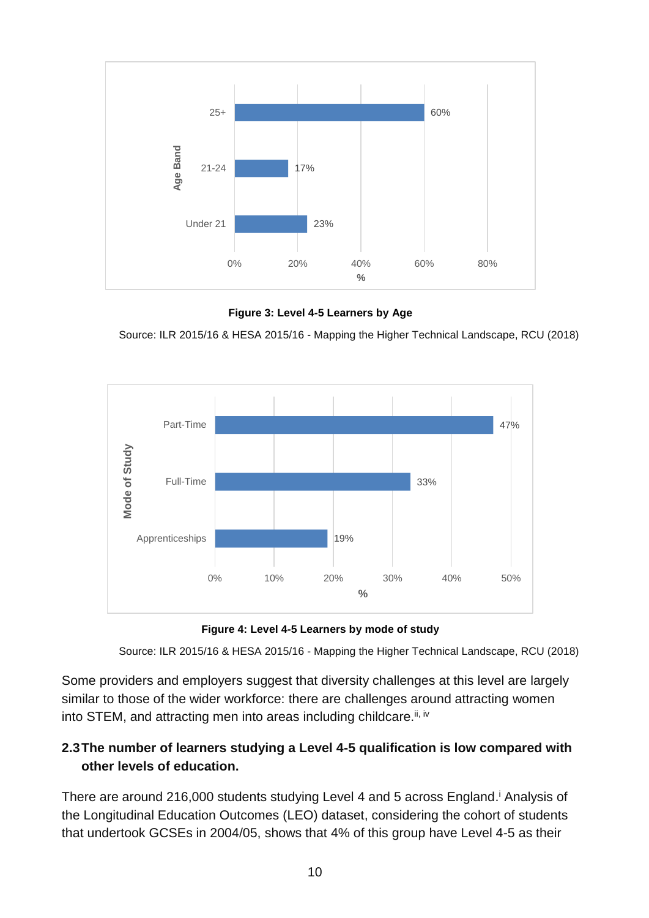| Age Band | % |
|---|---|
| 25+ | 60% |
| 21-24 | 17% |
| Under 21 | 23% |

**Figure 3: Level 4-5 Learners by Age**

Source: ILR 2015/16 & HESA 2015/16 - Mapping the Higher Technical Landscape, RCU (2018)

| Mode of Study | % |
|---|---|
| Part-Time | 47% |
| Full-Time | 33% |
| Apprenticeships | 19% |

**Figure 4: Level 4-5 Learners by mode of study**

Source: ILR 2015/16 & HESA 2015/16 - Mapping the Higher Technical Landscape, RCU (2018)

Some providers and employers suggest that diversity challenges at this level are largely similar to those of the wider workforce: there are challenges around attracting women into STEM, and attracting men into areas including childcare.[ii, iv]

## 2.3 The number of learners studying a Level 4-5 qualification is low compared with other levels of education.

There are around 216,000 students studying Level 4 and 5 across England.[i] Analysis of the Longitudinal Education Outcomes (LEO) dataset, considering the cohort of students that undertook GCSEs in 2004/05, shows that 4% of this group have Level 4-5 as their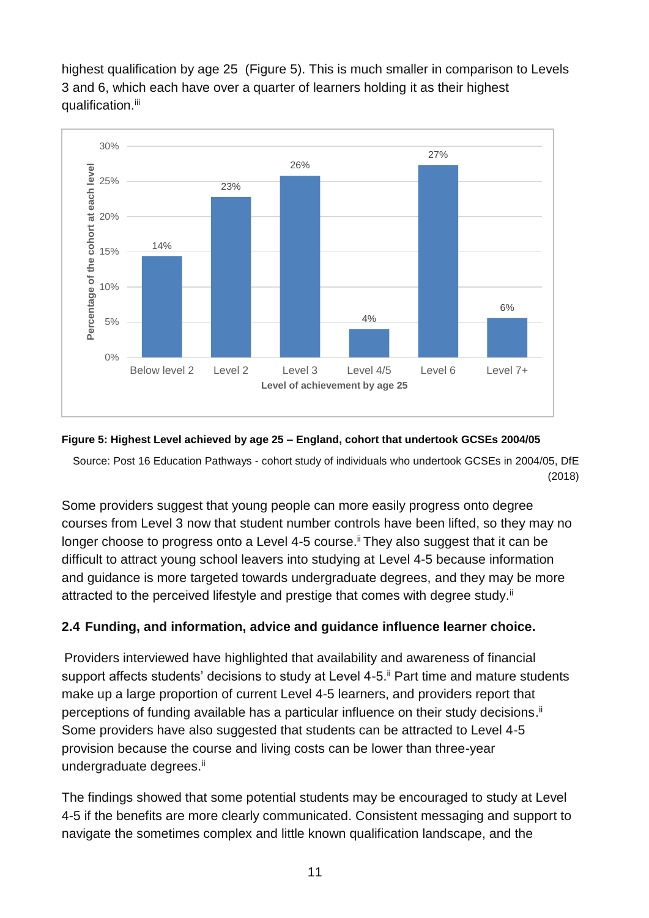highest qualification by age 25 (Figure 5). This is much smaller in comparison to Levels 3 and 6, which each have over a quarter of learners holding it as their highest qualification.[iii]

| Level of achievement by age 25 | Percentage of the cohort at each level |
|---|---|
| Below level 2 | 14% |
| Level 2 | 23% |
| Level 3 | 26% |
| Level 4/5 | 4% |
| Level 6 | 27% |
| Level 7+ | 6% |

**Figure 5: Highest Level achieved by age 25 – England, cohort that undertook GCSEs 2004/05**

Source: Post 16 Education Pathways - cohort study of individuals who undertook GCSEs in 2004/05, DfE (2018)

Some providers suggest that young people can more easily progress onto degree courses from Level 3 now that student number controls have been lifted, so they may no longer choose to progress onto a Level 4-5 course.[ii] They also suggest that it can be difficult to attract young school leavers into studying at Level 4-5 because information and guidance is more targeted towards undergraduate degrees, and they may be more attracted to the perceived lifestyle and prestige that comes with degree study.[ii]

### 2.4 Funding, and information, advice and guidance influence learner choice.

Providers interviewed have highlighted that availability and awareness of financial support affects students' decisions to study at Level 4-5.[ii] Part time and mature students make up a large proportion of current Level 4-5 learners, and providers report that perceptions of funding available has a particular influence on their study decisions.[ii] Some providers have also suggested that students can be attracted to Level 4-5 provision because the course and living costs can be lower than three-year undergraduate degrees.[ii]

The findings showed that some potential students may be encouraged to study at Level 4-5 if the benefits are more clearly communicated. Consistent messaging and support to navigate the sometimes complex and little known qualification landscape, and the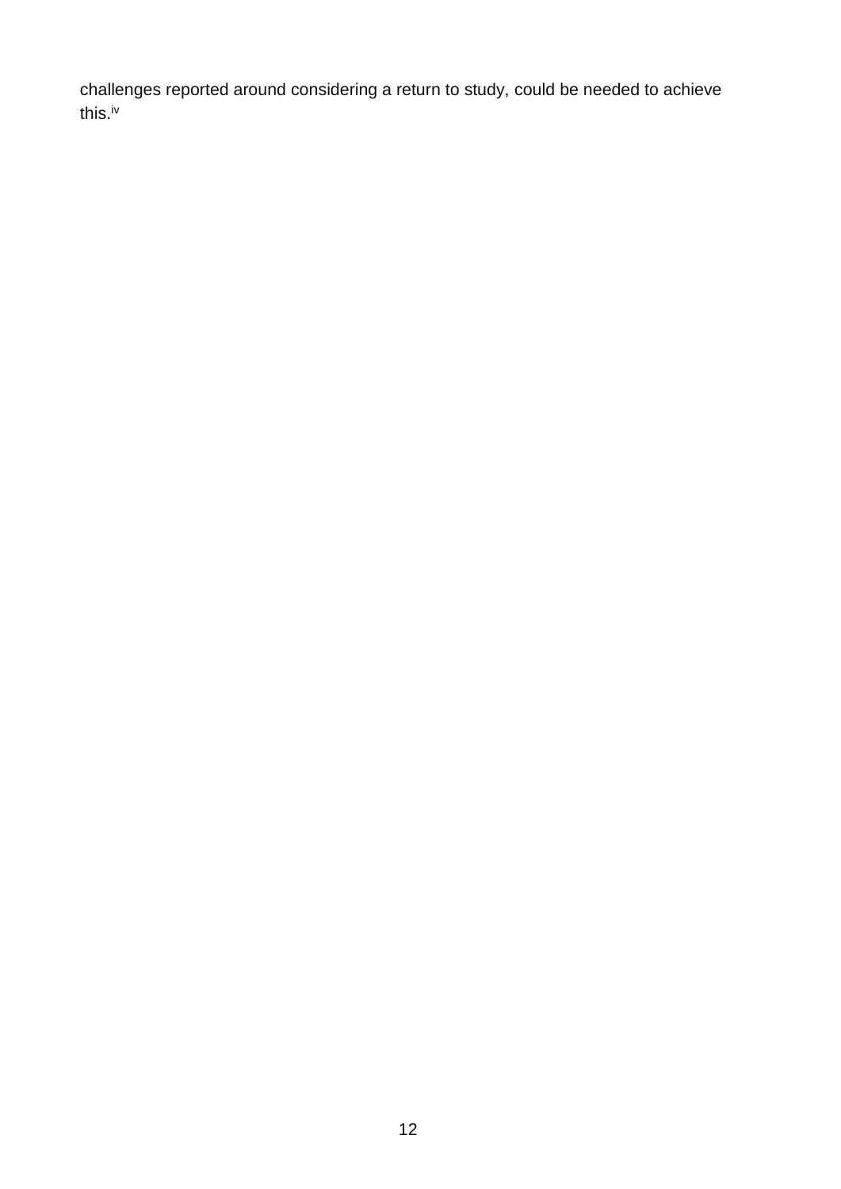challenges reported around considering a return to study, could be needed to achieve this.[iv]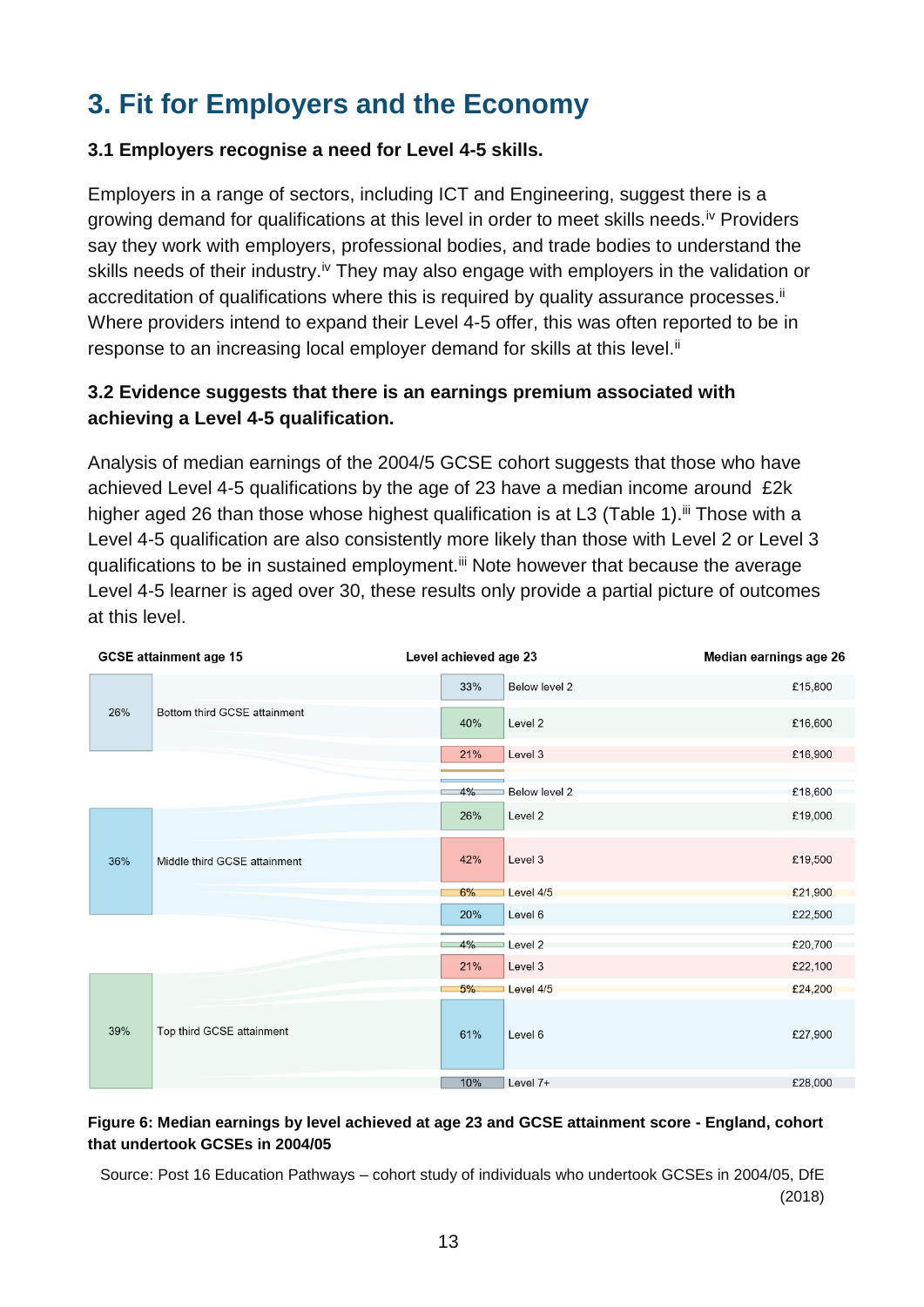# 3. Fit for Employers and the Economy

### 3.1 Employers recognise a need for Level 4-5 skills.

Employers in a range of sectors, including ICT and Engineering, suggest there is a growing demand for qualifications at this level in order to meet skills needs.[iv] Providers say they work with employers, professional bodies, and trade bodies to understand the skills needs of their industry.[iv] They may also engage with employers in the validation or accreditation of qualifications where this is required by quality assurance processes.[ii] Where providers intend to expand their Level 4-5 offer, this was often reported to be in response to an increasing local employer demand for skills at this level.[ii]

### 3.2 Evidence suggests that there is an earnings premium associated with achieving a Level 4-5 qualification.

Analysis of median earnings of the 2004/5 GCSE cohort suggests that those who have achieved Level 4-5 qualifications by the age of 23 have a median income around £2k higher aged 26 than those whose highest qualification is at L3 (Table 1).[iii] Those with a Level 4-5 qualification are also consistently more likely than those with Level 2 or Level 3 qualifications to be in sustained employment.[iii] Note however that because the average Level 4-5 learner is aged over 30, these results only provide a partial picture of outcomes at this level.

| GCSE attainment age 15 | | Level achieved age 23 | | Median earnings age 26 |
|---|---|---|---|---|
| 26% | Bottom third GCSE attainment | 33% | Below level 2 | £15,800 |
| | | 40% | Level 2 | £16,600 |
| | | 21% | Level 3 | £16,900 |
| 36% | Middle third GCSE attainment | 4% | Below level 2 | £18,600 |
| | | 26% | Level 2 | £19,000 |
| | | 42% | Level 3 | £19,500 |
| | | 6% | Level 4/5 | £21,900 |
| | | 20% | Level 6 | £22,500 |
| 39% | Top third GCSE attainment | 4% | Level 2 | £20,700 |
| | | 21% | Level 3 | £22,100 |
| | | 5% | Level 4/5 | £24,200 |
| | | 61% | Level 6 | £27,900 |
| | | 10% | Level 7+ | £28,000 |

**Figure 6: Median earnings by level achieved at age 23 and GCSE attainment score - England, cohort that undertook GCSEs in 2004/05**

Source: Post 16 Education Pathways – cohort study of individuals who undertook GCSEs in 2004/05, DfE (2018)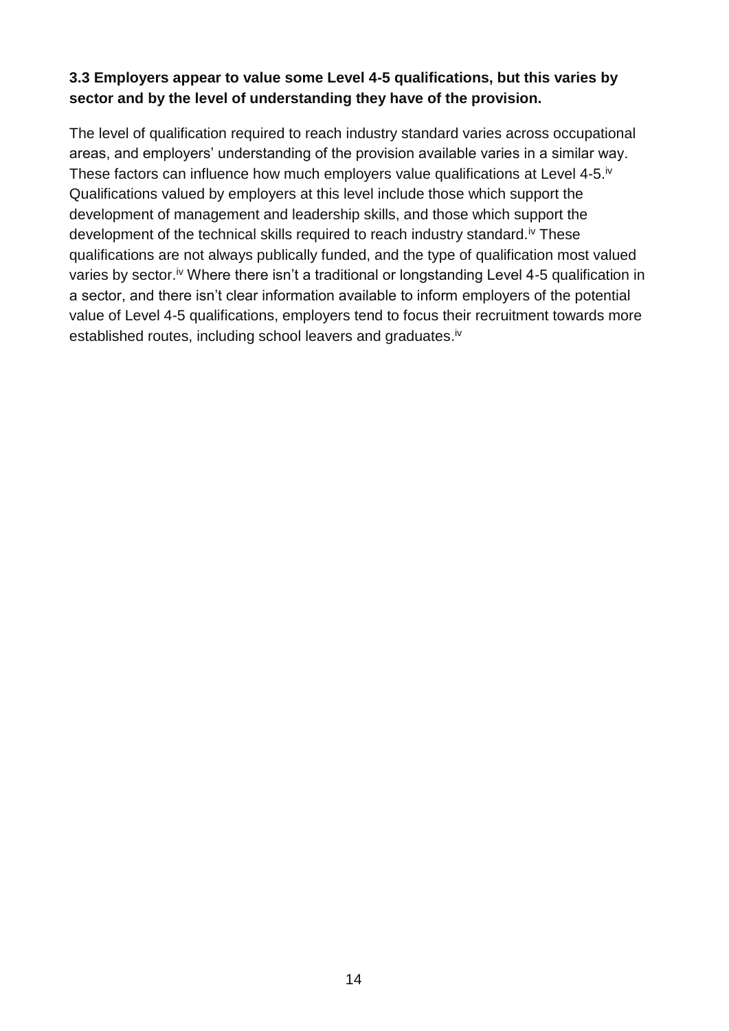### 3.3 Employers appear to value some Level 4-5 qualifications, but this varies by sector and by the level of understanding they have of the provision.

The level of qualification required to reach industry standard varies across occupational areas, and employers' understanding of the provision available varies in a similar way. These factors can influence how much employers value qualifications at Level 4-5.[iv] Qualifications valued by employers at this level include those which support the development of management and leadership skills, and those which support the development of the technical skills required to reach industry standard.[iv] These qualifications are not always publically funded, and the type of qualification most valued varies by sector.[iv] Where there isn't a traditional or longstanding Level 4-5 qualification in a sector, and there isn't clear information available to inform employers of the potential value of Level 4-5 qualifications, employers tend to focus their recruitment towards more established routes, including school leavers and graduates.[iv]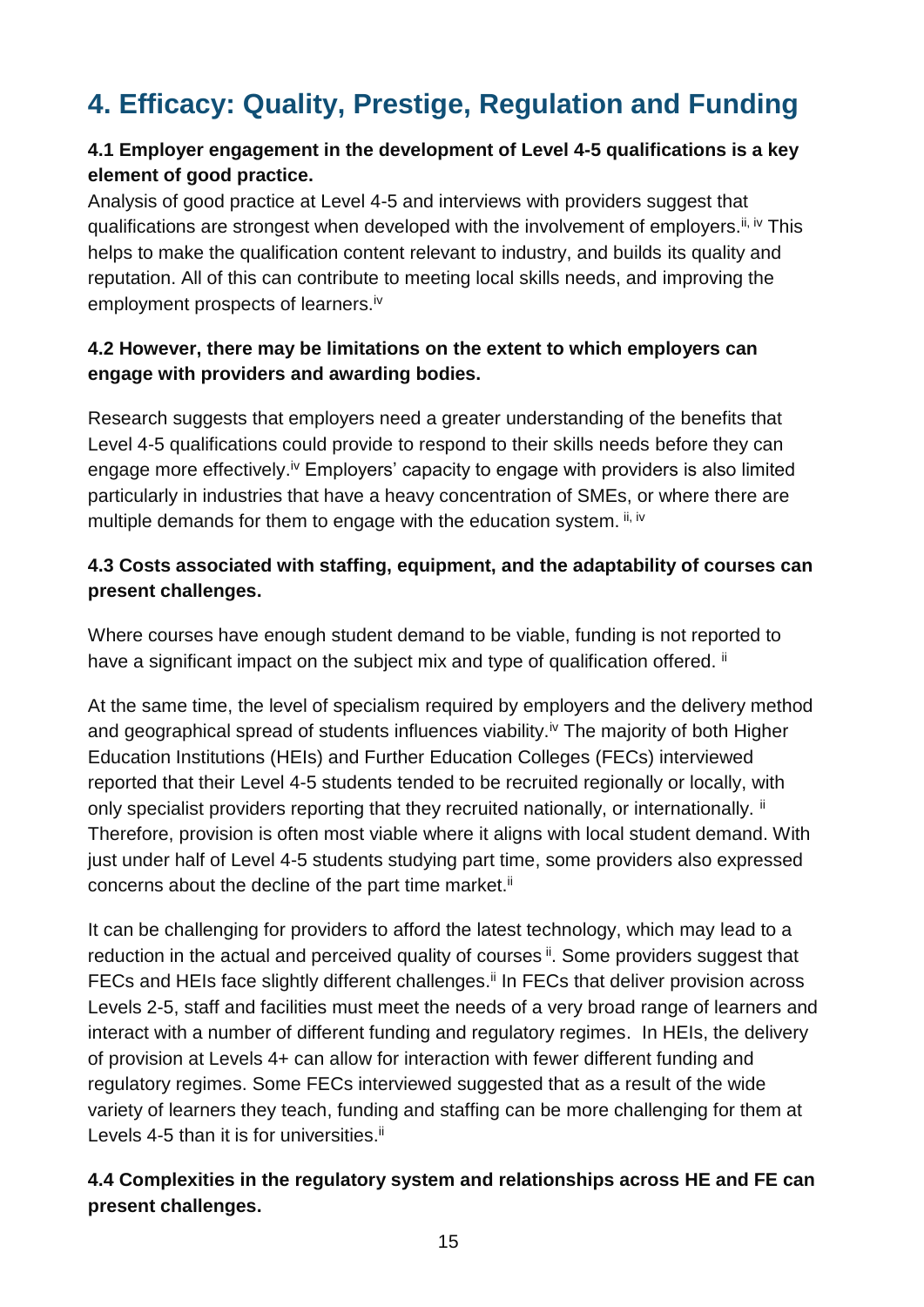# 4. Efficacy: Quality, Prestige, Regulation and Funding

**4.1 Employer engagement in the development of Level 4-5 qualifications is a key element of good practice.**

Analysis of good practice at Level 4-5 and interviews with providers suggest that qualifications are strongest when developed with the involvement of employers.[ii, iv] This helps to make the qualification content relevant to industry, and builds its quality and reputation. All of this can contribute to meeting local skills needs, and improving the employment prospects of learners.[iv]

**4.2 However, there may be limitations on the extent to which employers can engage with providers and awarding bodies.**

Research suggests that employers need a greater understanding of the benefits that Level 4-5 qualifications could provide to respond to their skills needs before they can engage more effectively.[iv] Employers' capacity to engage with providers is also limited particularly in industries that have a heavy concentration of SMEs, or where there are multiple demands for them to engage with the education system. [ii, iv]

**4.3 Costs associated with staffing, equipment, and the adaptability of courses can present challenges.**

Where courses have enough student demand to be viable, funding is not reported to have a significant impact on the subject mix and type of qualification offered. [ii]

At the same time, the level of specialism required by employers and the delivery method and geographical spread of students influences viability.[iv] The majority of both Higher Education Institutions (HEIs) and Further Education Colleges (FECs) interviewed reported that their Level 4-5 students tended to be recruited regionally or locally, with only specialist providers reporting that they recruited nationally, or internationally. [ii] Therefore, provision is often most viable where it aligns with local student demand. With just under half of Level 4-5 students studying part time, some providers also expressed concerns about the decline of the part time market.[ii]

It can be challenging for providers to afford the latest technology, which may lead to a reduction in the actual and perceived quality of courses [ii]. Some providers suggest that FECs and HEIs face slightly different challenges.[ii] In FECs that deliver provision across Levels 2-5, staff and facilities must meet the needs of a very broad range of learners and interact with a number of different funding and regulatory regimes. In HEIs, the delivery of provision at Levels 4+ can allow for interaction with fewer different funding and regulatory regimes. Some FECs interviewed suggested that as a result of the wide variety of learners they teach, funding and staffing can be more challenging for them at Levels 4-5 than it is for universities.[ii]

**4.4 Complexities in the regulatory system and relationships across HE and FE can present challenges.**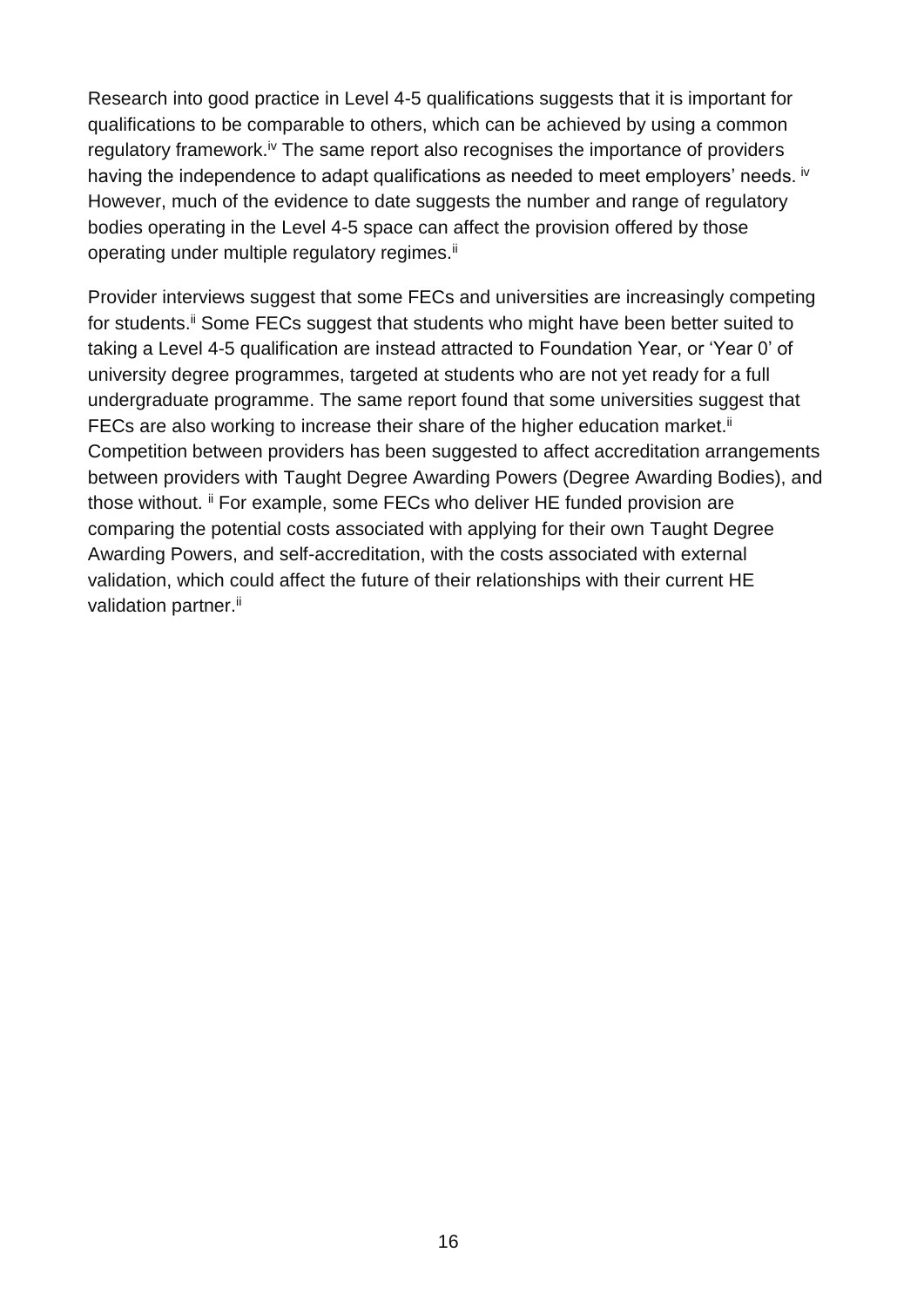Research into good practice in Level 4-5 qualifications suggests that it is important for qualifications to be comparable to others, which can be achieved by using a common regulatory framework.[iv] The same report also recognises the importance of providers having the independence to adapt qualifications as needed to meet employers' needs. [iv] However, much of the evidence to date suggests the number and range of regulatory bodies operating in the Level 4-5 space can affect the provision offered by those operating under multiple regulatory regimes.[ii]

Provider interviews suggest that some FECs and universities are increasingly competing for students.[ii] Some FECs suggest that students who might have been better suited to taking a Level 4-5 qualification are instead attracted to Foundation Year, or 'Year 0' of university degree programmes, targeted at students who are not yet ready for a full undergraduate programme. The same report found that some universities suggest that FECs are also working to increase their share of the higher education market.[ii] Competition between providers has been suggested to affect accreditation arrangements between providers with Taught Degree Awarding Powers (Degree Awarding Bodies), and those without. [ii] For example, some FECs who deliver HE funded provision are comparing the potential costs associated with applying for their own Taught Degree Awarding Powers, and self-accreditation, with the costs associated with external validation, which could affect the future of their relationships with their current HE validation partner.[ii]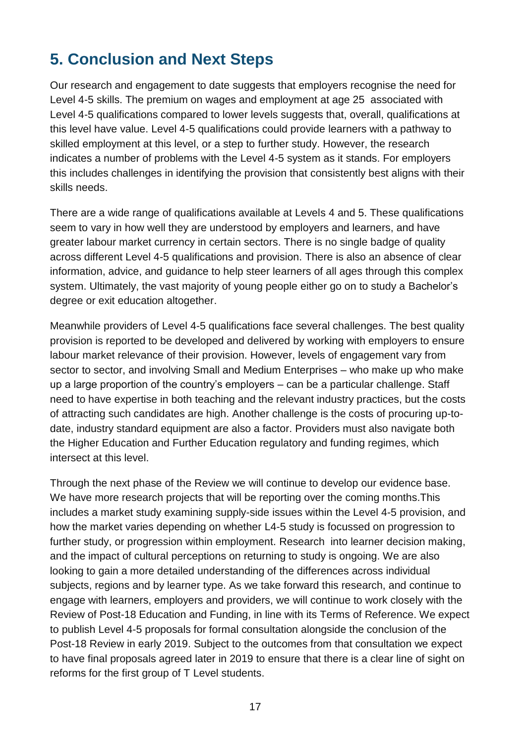## 5. Conclusion and Next Steps

Our research and engagement to date suggests that employers recognise the need for Level 4-5 skills. The premium on wages and employment at age 25 associated with Level 4-5 qualifications compared to lower levels suggests that, overall, qualifications at this level have value. Level 4-5 qualifications could provide learners with a pathway to skilled employment at this level, or a step to further study. However, the research indicates a number of problems with the Level 4-5 system as it stands. For employers this includes challenges in identifying the provision that consistently best aligns with their skills needs.

There are a wide range of qualifications available at Levels 4 and 5. These qualifications seem to vary in how well they are understood by employers and learners, and have greater labour market currency in certain sectors. There is no single badge of quality across different Level 4-5 qualifications and provision. There is also an absence of clear information, advice, and guidance to help steer learners of all ages through this complex system. Ultimately, the vast majority of young people either go on to study a Bachelor's degree or exit education altogether.

Meanwhile providers of Level 4-5 qualifications face several challenges. The best quality provision is reported to be developed and delivered by working with employers to ensure labour market relevance of their provision. However, levels of engagement vary from sector to sector, and involving Small and Medium Enterprises – who make up who make up a large proportion of the country's employers – can be a particular challenge. Staff need to have expertise in both teaching and the relevant industry practices, but the costs of attracting such candidates are high. Another challenge is the costs of procuring up-to-date, industry standard equipment are also a factor. Providers must also navigate both the Higher Education and Further Education regulatory and funding regimes, which intersect at this level.

Through the next phase of the Review we will continue to develop our evidence base. We have more research projects that will be reporting over the coming months.This includes a market study examining supply-side issues within the Level 4-5 provision, and how the market varies depending on whether L4-5 study is focussed on progression to further study, or progression within employment. Research into learner decision making, and the impact of cultural perceptions on returning to study is ongoing. We are also looking to gain a more detailed understanding of the differences across individual subjects, regions and by learner type. As we take forward this research, and continue to engage with learners, employers and providers, we will continue to work closely with the Review of Post-18 Education and Funding, in line with its Terms of Reference. We expect to publish Level 4-5 proposals for formal consultation alongside the conclusion of the Post-18 Review in early 2019. Subject to the outcomes from that consultation we expect to have final proposals agreed later in 2019 to ensure that there is a clear line of sight on reforms for the first group of T Level students.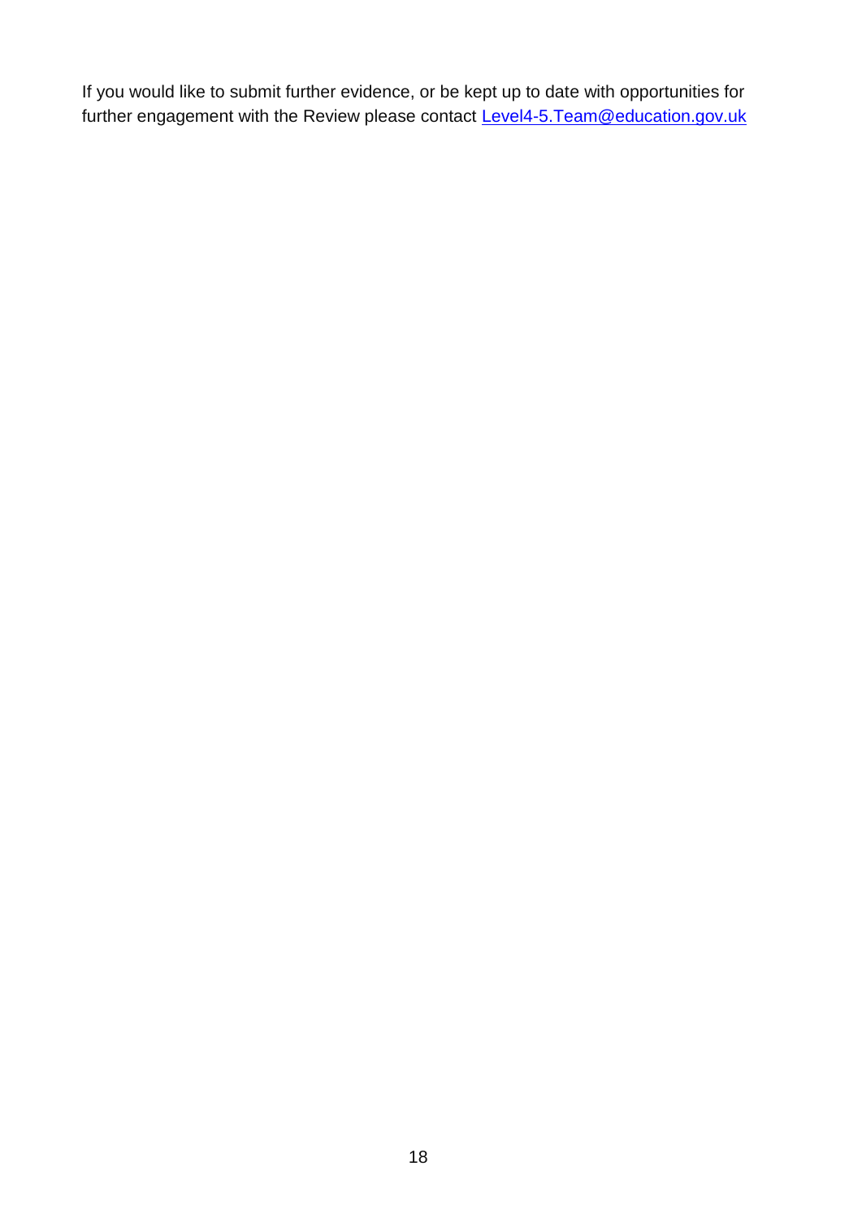If you would like to submit further evidence, or be kept up to date with opportunities for further engagement with the Review please contact [Level4-5.Team@education.gov.uk](mailto:Level4-5.Team@education.gov.uk)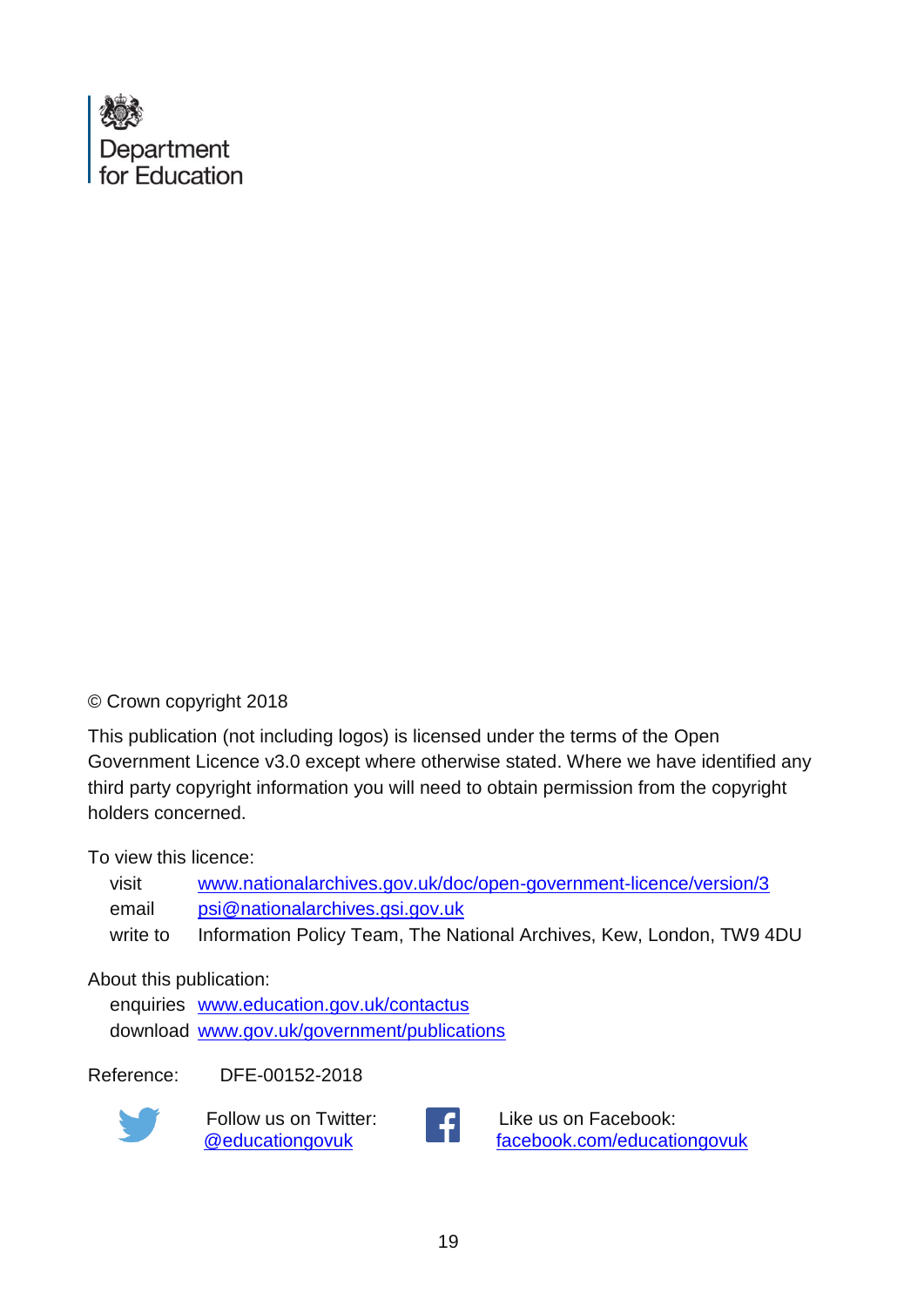Department for Education

© Crown copyright 2018

This publication (not including logos) is licensed under the terms of the Open Government Licence v3.0 except where otherwise stated. Where we have identified any third party copyright information you will need to obtain permission from the copyright holders concerned.

To view this licence:

| | |
|---|---|
| visit | www.nationalarchives.gov.uk/doc/open-government-licence/version/3 |
| email | psi@nationalarchives.gsi.gov.uk |
| write to | Information Policy Team, The National Archives, Kew, London, TW9 4DU |

About this publication:

| | |
|---|---|
| enquiries | www.education.gov.uk/contactus |
| download | www.gov.uk/government/publications |

Reference: DFE-00152-2018

Follow us on Twitter:
@educationgovuk

Like us on Facebook:
facebook.com/educationgovuk